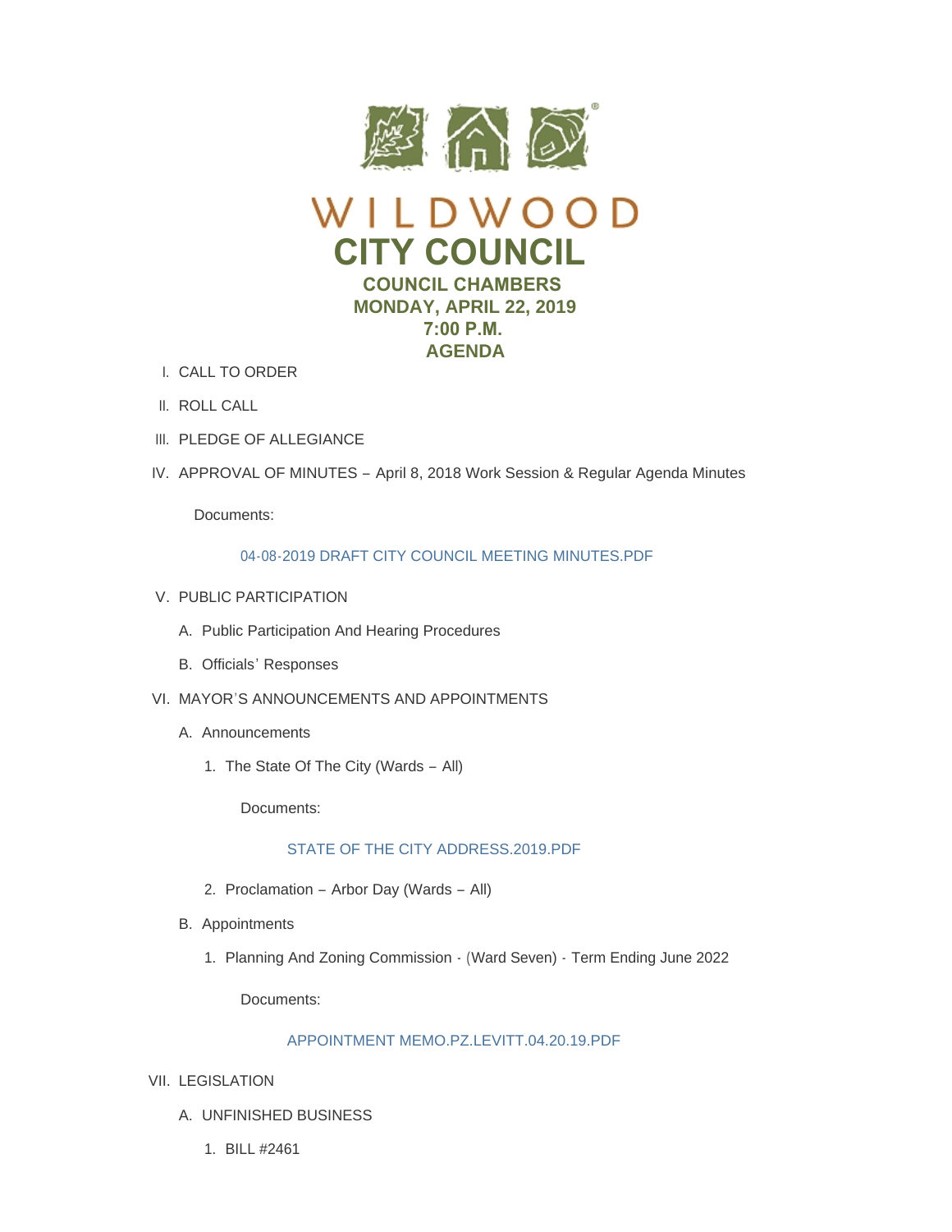# WILDWOOD
# CITY COUNCIL

### COUNCIL CHAMBERS
### MONDAY, APRIL 22, 2019
### 7:00 P.M.
### AGENDA

I. CALL TO ORDER

II. ROLL CALL

III. PLEDGE OF ALLEGIANCE

IV. APPROVAL OF MINUTES – April 8, 2018 Work Session & Regular Agenda Minutes

Documents:

04-08-2019 DRAFT CITY COUNCIL MEETING MINUTES.PDF

V. PUBLIC PARTICIPATION

A. Public Participation And Hearing Procedures

B. Officials' Responses

VI. MAYOR'S ANNOUNCEMENTS AND APPOINTMENTS

A. Announcements

1. The State Of The City (Wards – All)

Documents:

STATE OF THE CITY ADDRESS.2019.PDF

2. Proclamation – Arbor Day (Wards – All)

B. Appointments

1. Planning And Zoning Commission - (Ward Seven) - Term Ending June 2022

Documents:

APPOINTMENT MEMO.PZ.LEVITT.04.20.19.PDF

VII. LEGISLATION

A. UNFINISHED BUSINESS

1. BILL #2461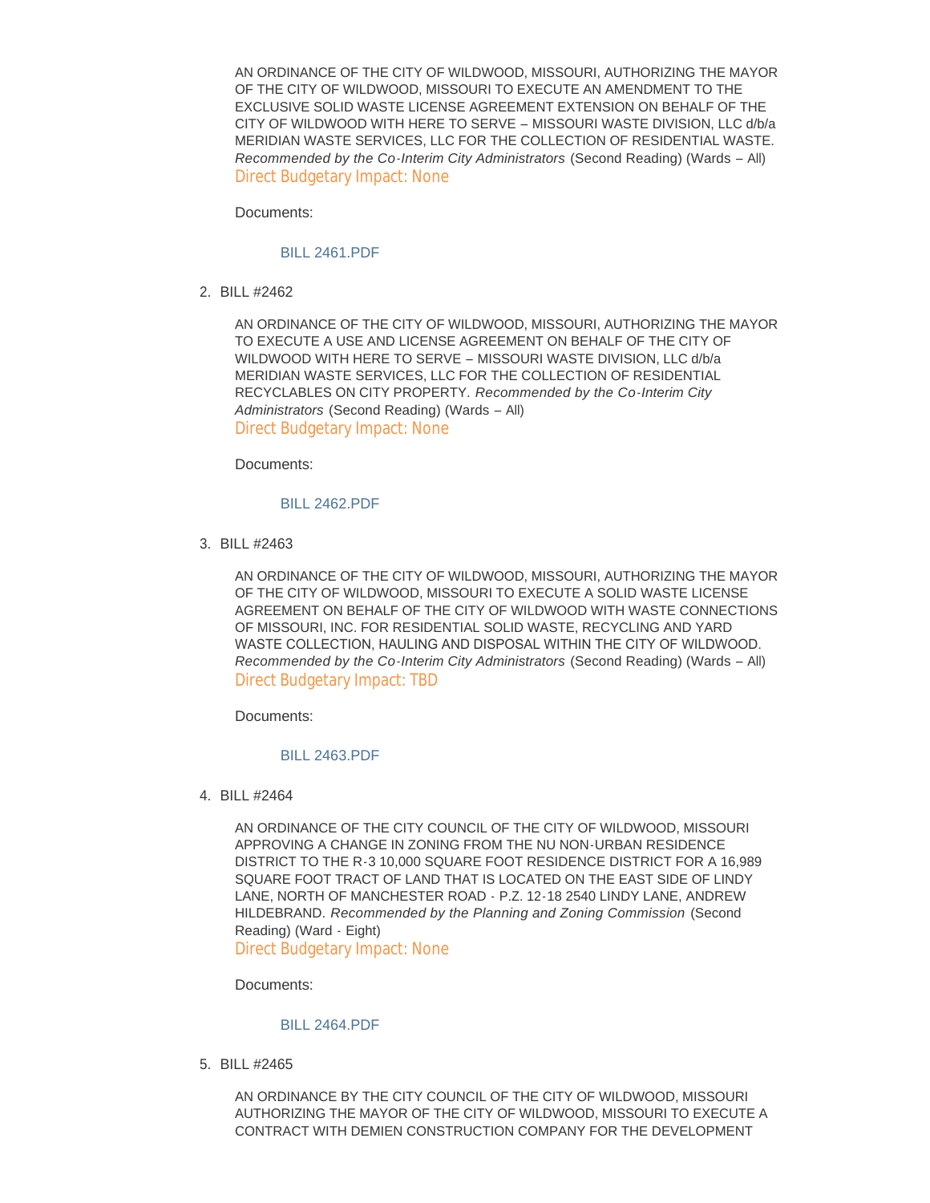AN ORDINANCE OF THE CITY OF WILDWOOD, MISSOURI, AUTHORIZING THE MAYOR OF THE CITY OF WILDWOOD, MISSOURI TO EXECUTE AN AMENDMENT TO THE EXCLUSIVE SOLID WASTE LICENSE AGREEMENT EXTENSION ON BEHALF OF THE CITY OF WILDWOOD WITH HERE TO SERVE – MISSOURI WASTE DIVISION, LLC d/b/a MERIDIAN WASTE SERVICES, LLC FOR THE COLLECTION OF RESIDENTIAL WASTE. *Recommended by the Co-Interim City Administrators* (Second Reading) (Wards – All)
Direct Budgetary Impact: None

Documents:

BILL 2461.PDF

2. BILL #2462

AN ORDINANCE OF THE CITY OF WILDWOOD, MISSOURI, AUTHORIZING THE MAYOR TO EXECUTE A USE AND LICENSE AGREEMENT ON BEHALF OF THE CITY OF WILDWOOD WITH HERE TO SERVE – MISSOURI WASTE DIVISION, LLC d/b/a MERIDIAN WASTE SERVICES, LLC FOR THE COLLECTION OF RESIDENTIAL RECYCLABLES ON CITY PROPERTY. *Recommended by the Co-Interim City Administrators* (Second Reading) (Wards – All)
Direct Budgetary Impact: None

Documents:

BILL 2462.PDF

3. BILL #2463

AN ORDINANCE OF THE CITY OF WILDWOOD, MISSOURI, AUTHORIZING THE MAYOR OF THE CITY OF WILDWOOD, MISSOURI TO EXECUTE A SOLID WASTE LICENSE AGREEMENT ON BEHALF OF THE CITY OF WILDWOOD WITH WASTE CONNECTIONS OF MISSOURI, INC. FOR RESIDENTIAL SOLID WASTE, RECYCLING AND YARD WASTE COLLECTION, HAULING AND DISPOSAL WITHIN THE CITY OF WILDWOOD. *Recommended by the Co-Interim City Administrators* (Second Reading) (Wards – All)
Direct Budgetary Impact: TBD

Documents:

BILL 2463.PDF

4. BILL #2464

AN ORDINANCE OF THE CITY COUNCIL OF THE CITY OF WILDWOOD, MISSOURI APPROVING A CHANGE IN ZONING FROM THE NU NON-URBAN RESIDENCE DISTRICT TO THE R-3 10,000 SQUARE FOOT RESIDENCE DISTRICT FOR A 16,989 SQUARE FOOT TRACT OF LAND THAT IS LOCATED ON THE EAST SIDE OF LINDY LANE, NORTH OF MANCHESTER ROAD - P.Z. 12-18 2540 LINDY LANE, ANDREW HILDEBRAND. *Recommended by the Planning and Zoning Commission* (Second Reading) (Ward - Eight)
Direct Budgetary Impact: None

Documents:

BILL 2464.PDF

5. BILL #2465

AN ORDINANCE BY THE CITY COUNCIL OF THE CITY OF WILDWOOD, MISSOURI AUTHORIZING THE MAYOR OF THE CITY OF WILDWOOD, MISSOURI TO EXECUTE A CONTRACT WITH DEMIEN CONSTRUCTION COMPANY FOR THE DEVELOPMENT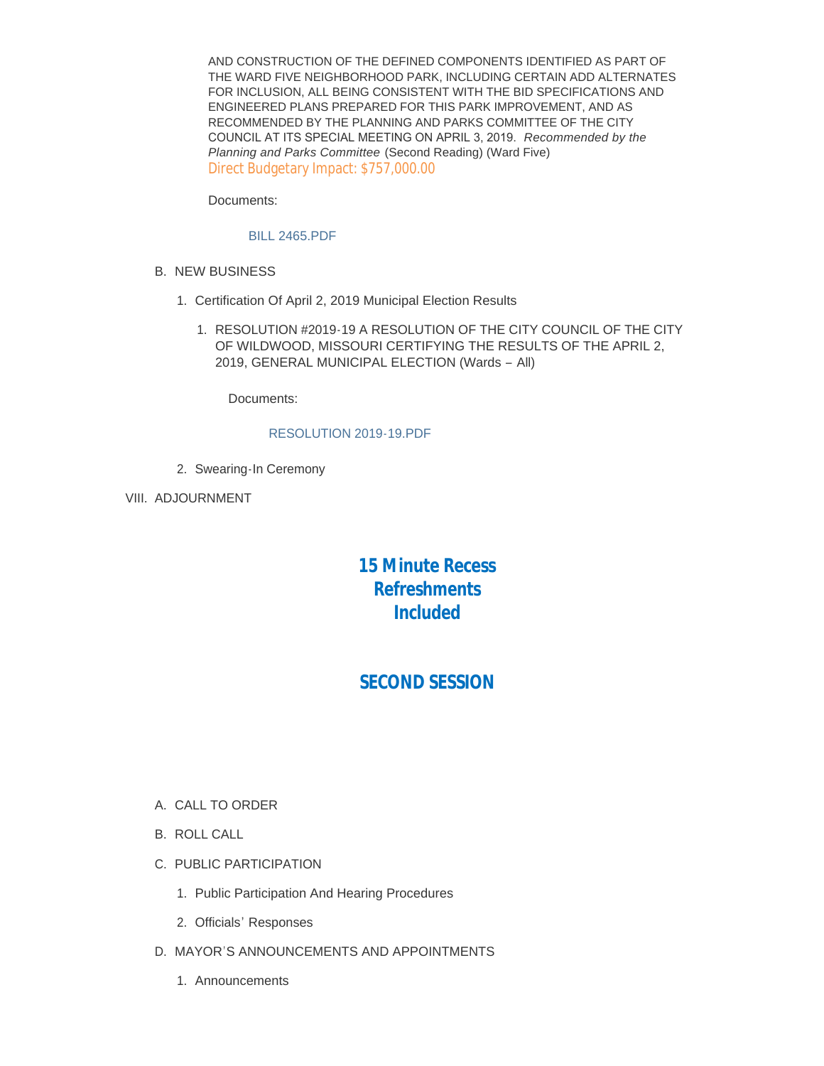AND CONSTRUCTION OF THE DEFINED COMPONENTS IDENTIFIED AS PART OF THE WARD FIVE NEIGHBORHOOD PARK, INCLUDING CERTAIN ADD ALTERNATES FOR INCLUSION, ALL BEING CONSISTENT WITH THE BID SPECIFICATIONS AND ENGINEERED PLANS PREPARED FOR THIS PARK IMPROVEMENT, AND AS RECOMMENDED BY THE PLANNING AND PARKS COMMITTEE OF THE CITY COUNCIL AT ITS SPECIAL MEETING ON APRIL 3, 2019. *Recommended by the Planning and Parks Committee* (Second Reading) (Ward Five)
Direct Budgetary Impact: $757,000.00

Documents:

BILL 2465.PDF

B. NEW BUSINESS

1. Certification Of April 2, 2019 Municipal Election Results

    1. RESOLUTION #2019-19 A RESOLUTION OF THE CITY COUNCIL OF THE CITY OF WILDWOOD, MISSOURI CERTIFYING THE RESULTS OF THE APRIL 2, 2019, GENERAL MUNICIPAL ELECTION (Wards – All)

    Documents:

    RESOLUTION 2019-19.PDF

2. Swearing-In Ceremony

VIII. ADJOURNMENT

## 15 Minute Recess Refreshments Included

## SECOND SESSION

A. CALL TO ORDER

B. ROLL CALL

C. PUBLIC PARTICIPATION

1. Public Participation And Hearing Procedures
2. Officials' Responses

D. MAYOR'S ANNOUNCEMENTS AND APPOINTMENTS

1. Announcements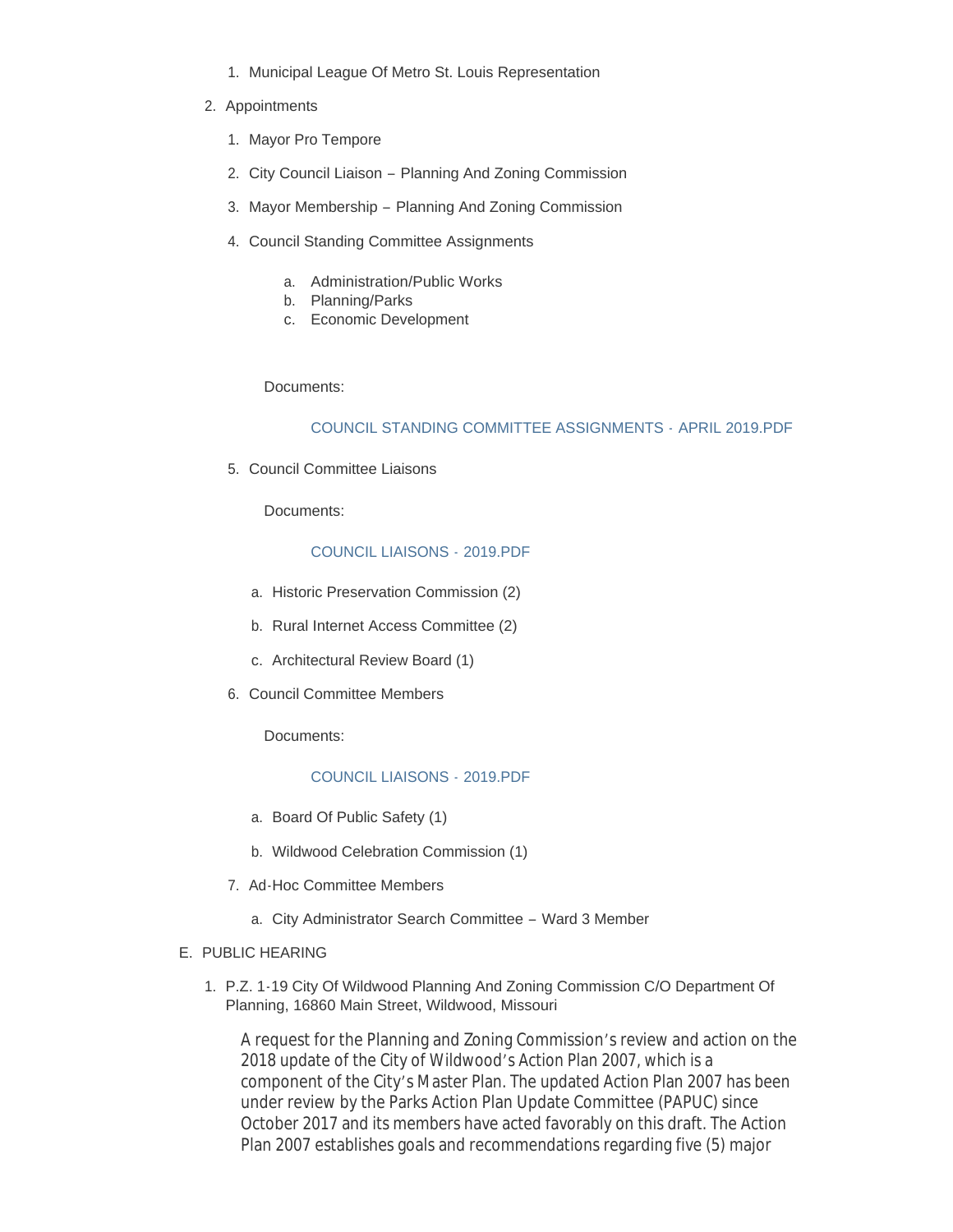1. Municipal League Of Metro St. Louis Representation

2. Appointments

   1. Mayor Pro Tempore

   2. City Council Liaison – Planning And Zoning Commission

   3. Mayor Membership – Planning And Zoning Commission

   4. Council Standing Committee Assignments

      a. Administration/Public Works
      b. Planning/Parks
      c. Economic Development

      Documents:

      COUNCIL STANDING COMMITTEE ASSIGNMENTS - APRIL 2019.PDF

   5. Council Committee Liaisons

      Documents:

      COUNCIL LIAISONS - 2019.PDF

      a. Historic Preservation Commission (2)

      b. Rural Internet Access Committee (2)

      c. Architectural Review Board (1)

   6. Council Committee Members

      Documents:

      COUNCIL LIAISONS - 2019.PDF

      a. Board Of Public Safety (1)

      b. Wildwood Celebration Commission (1)

   7. Ad-Hoc Committee Members

      a. City Administrator Search Committee – Ward 3 Member

E. PUBLIC HEARING

1. P.Z. 1-19 City Of Wildwood Planning And Zoning Commission C/O Department Of Planning, 16860 Main Street, Wildwood, Missouri

   A request for the Planning and Zoning Commission's review and action on the 2018 update of the City of Wildwood's Action Plan 2007, which is a component of the City's Master Plan. The updated Action Plan 2007 has been under review by the Parks Action Plan Update Committee (PAPUC) since October 2017 and its members have acted favorably on this draft. The Action Plan 2007 establishes goals and recommendations regarding five (5) major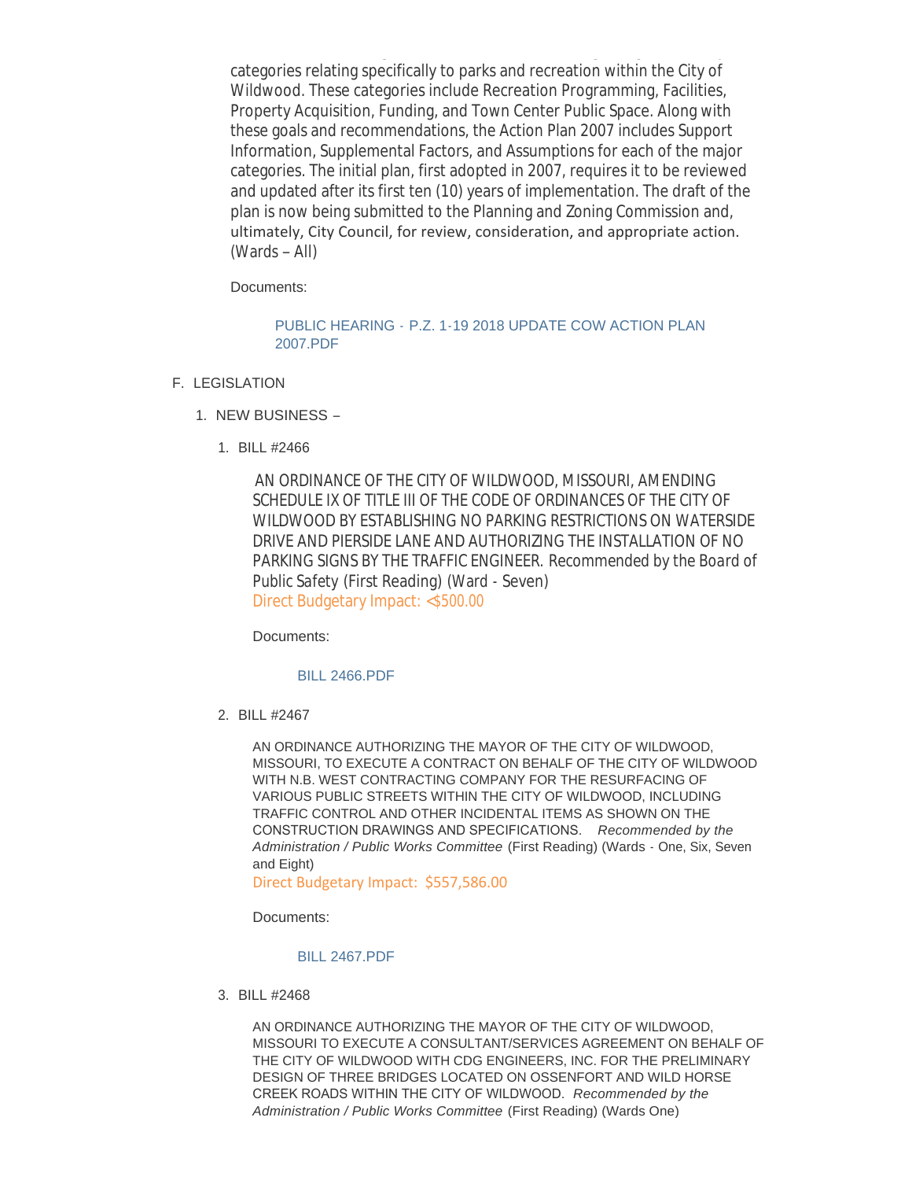categories relating specifically to parks and recreation within the City of Wildwood. These categories include Recreation Programming, Facilities, Property Acquisition, Funding, and Town Center Public Space. Along with these goals and recommendations, the Action Plan 2007 includes Support Information, Supplemental Factors, and Assumptions for each of the major categories. The initial plan, first adopted in 2007, requires it to be reviewed and updated after its first ten (10) years of implementation. The draft of the plan is now being submitted to the Planning and Zoning Commission and, ultimately, City Council, for review, consideration, and appropriate action. (Wards – All)

Documents:

PUBLIC HEARING - P.Z. 1-19 2018 UPDATE COW ACTION PLAN 2007.PDF

F. LEGISLATION

1. NEW BUSINESS –

1. BILL #2466

AN ORDINANCE OF THE CITY OF WILDWOOD, MISSOURI, AMENDING SCHEDULE IX OF TITLE III OF THE CODE OF ORDINANCES OF THE CITY OF WILDWOOD BY ESTABLISHING NO PARKING RESTRICTIONS ON WATERSIDE DRIVE AND PIERSIDE LANE AND AUTHORIZING THE INSTALLATION OF NO PARKING SIGNS BY THE TRAFFIC ENGINEER. Recommended by the Board of Public Safety (First Reading) (Ward - Seven)
Direct Budgetary Impact: <$500.00

Documents:

BILL 2466.PDF

2. BILL #2467

AN ORDINANCE AUTHORIZING THE MAYOR OF THE CITY OF WILDWOOD, MISSOURI, TO EXECUTE A CONTRACT ON BEHALF OF THE CITY OF WILDWOOD WITH N.B. WEST CONTRACTING COMPANY FOR THE RESURFACING OF VARIOUS PUBLIC STREETS WITHIN THE CITY OF WILDWOOD, INCLUDING TRAFFIC CONTROL AND OTHER INCIDENTAL ITEMS AS SHOWN ON THE CONSTRUCTION DRAWINGS AND SPECIFICATIONS. *Recommended by the Administration / Public Works Committee* (First Reading) (Wards - One, Six, Seven and Eight)
Direct Budgetary Impact: $557,586.00

Documents:

BILL 2467.PDF

3. BILL #2468

AN ORDINANCE AUTHORIZING THE MAYOR OF THE CITY OF WILDWOOD, MISSOURI TO EXECUTE A CONSULTANT/SERVICES AGREEMENT ON BEHALF OF THE CITY OF WILDWOOD WITH CDG ENGINEERS, INC. FOR THE PRELIMINARY DESIGN OF THREE BRIDGES LOCATED ON OSSENFORT AND WILD HORSE CREEK ROADS WITHIN THE CITY OF WILDWOOD. *Recommended by the Administration / Public Works Committee* (First Reading) (Wards One)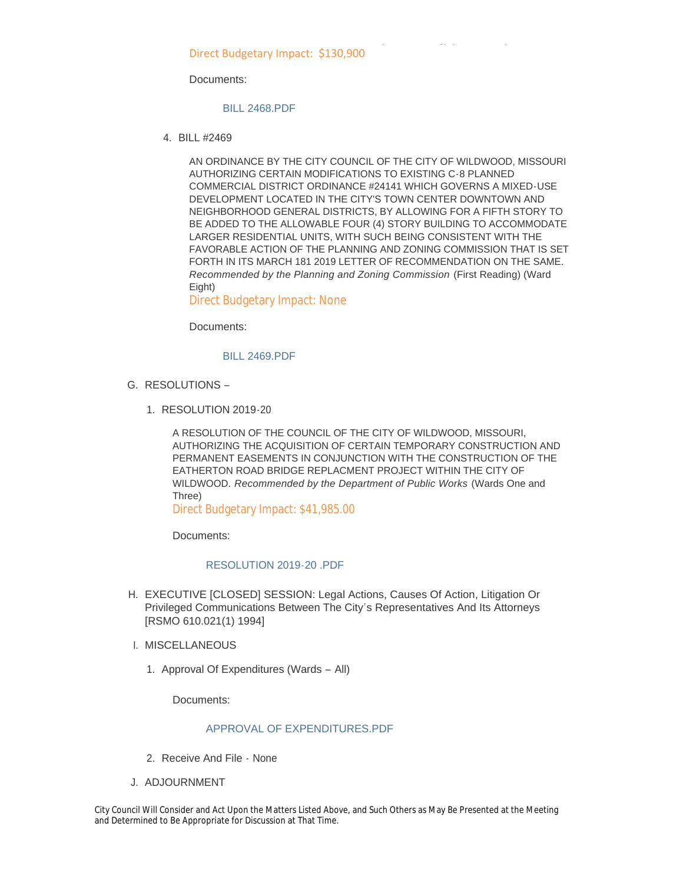Direct Budgetary Impact: $130,900

Documents:

BILL 2468.PDF

4. BILL #2469

   AN ORDINANCE BY THE CITY COUNCIL OF THE CITY OF WILDWOOD, MISSOURI AUTHORIZING CERTAIN MODIFICATIONS TO EXISTING C-8 PLANNED COMMERCIAL DISTRICT ORDINANCE #24141 WHICH GOVERNS A MIXED-USE DEVELOPMENT LOCATED IN THE CITY'S TOWN CENTER DOWNTOWN AND NEIGHBORHOOD GENERAL DISTRICTS, BY ALLOWING FOR A FIFTH STORY TO BE ADDED TO THE ALLOWABLE FOUR (4) STORY BUILDING TO ACCOMMODATE LARGER RESIDENTIAL UNITS, WITH SUCH BEING CONSISTENT WITH THE FAVORABLE ACTION OF THE PLANNING AND ZONING COMMISSION THAT IS SET FORTH IN ITS MARCH 181 2019 LETTER OF RECOMMENDATION ON THE SAME. *Recommended by the Planning and Zoning Commission* (First Reading) (Ward Eight)

   Direct Budgetary Impact: None

   Documents:

   BILL 2469.PDF

G. RESOLUTIONS –

   1. RESOLUTION 2019-20

      A RESOLUTION OF THE COUNCIL OF THE CITY OF WILDWOOD, MISSOURI, AUTHORIZING THE ACQUISITION OF CERTAIN TEMPORARY CONSTRUCTION AND PERMANENT EASEMENTS IN CONJUNCTION WITH THE CONSTRUCTION OF THE EATHERTON ROAD BRIDGE REPLACMENT PROJECT WITHIN THE CITY OF WILDWOOD. *Recommended by the Department of Public Works* (Wards One and Three)

      Direct Budgetary Impact: $41,985.00

      Documents:

      RESOLUTION 2019-20 .PDF

H. EXECUTIVE [CLOSED] SESSION: Legal Actions, Causes Of Action, Litigation Or Privileged Communications Between The City's Representatives And Its Attorneys [RSMO 610.021(1) 1994]

I. MISCELLANEOUS

   1. Approval Of Expenditures (Wards – All)

      Documents:

      APPROVAL OF EXPENDITURES.PDF

   2. Receive And File - None

J. ADJOURNMENT

City Council Will Consider and Act Upon the Matters Listed Above, and Such Others as May Be Presented at the Meeting and Determined to Be Appropriate for Discussion at That Time.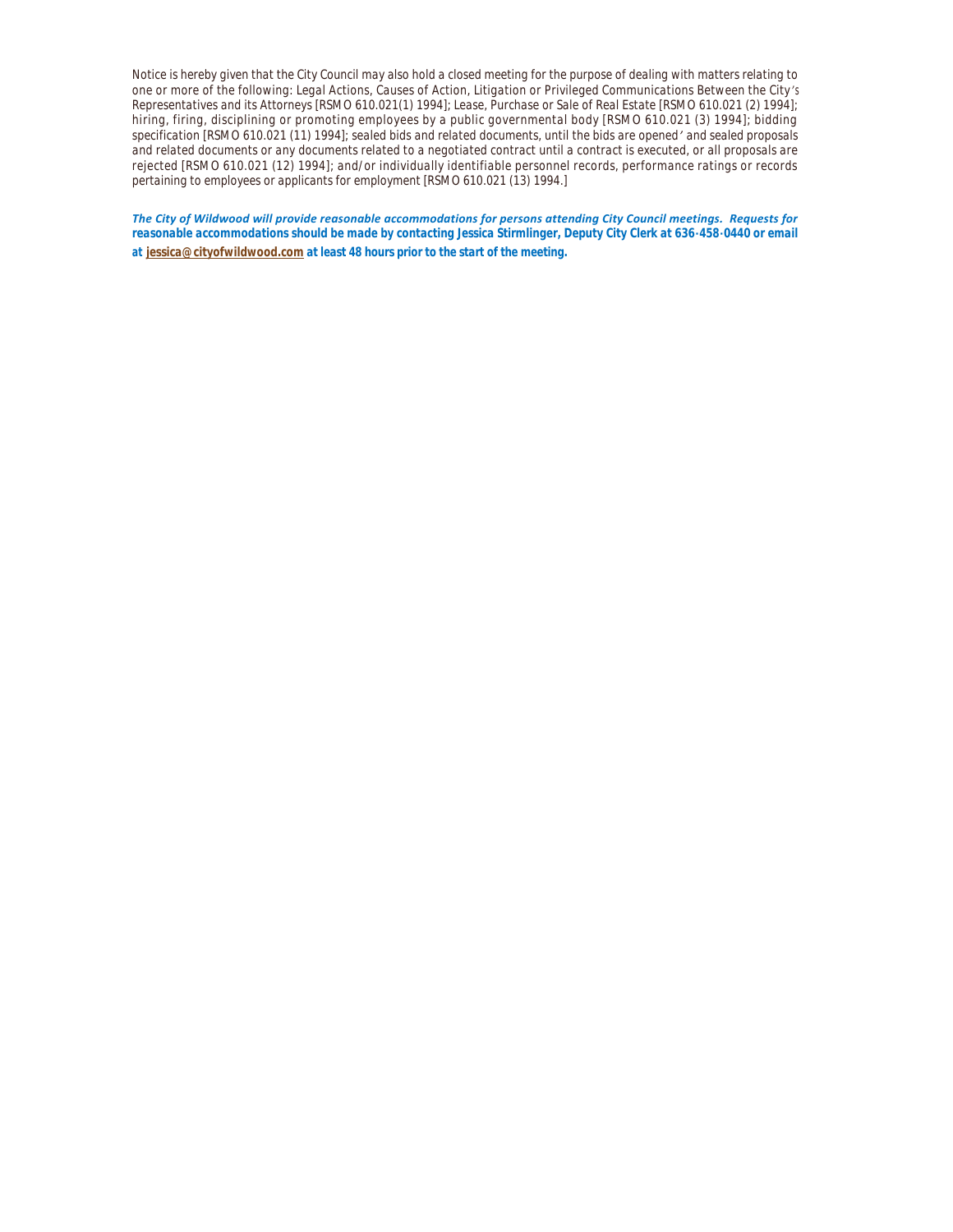Notice is hereby given that the City Council may also hold a closed meeting for the purpose of dealing with matters relating to one or more of the following: Legal Actions, Causes of Action, Litigation or Privileged Communications Between the City's Representatives and its Attorneys [RSMO 610.021(1) 1994]; Lease, Purchase or Sale of Real Estate [RSMO 610.021 (2) 1994]; hiring, firing, disciplining or promoting employees by a public governmental body [RSMO 610.021 (3) 1994]; bidding specification [RSMO 610.021 (11) 1994]; sealed bids and related documents, until the bids are opened' and sealed proposals and related documents or any documents related to a negotiated contract until a contract is executed, or all proposals are rejected [RSMO 610.021 (12) 1994]; and/or individually identifiable personnel records, performance ratings or records pertaining to employees or applicants for employment [RSMO 610.021 (13) 1994.]

***The City of Wildwood will provide reasonable accommodations for persons attending City Council meetings. Requests for reasonable accommodations should be made by contacting Jessica Stirmlinger, Deputy City Clerk at 636-458-0440 or email at jessica@cityofwildwood.com at least 48 hours prior to the start of the meeting.***